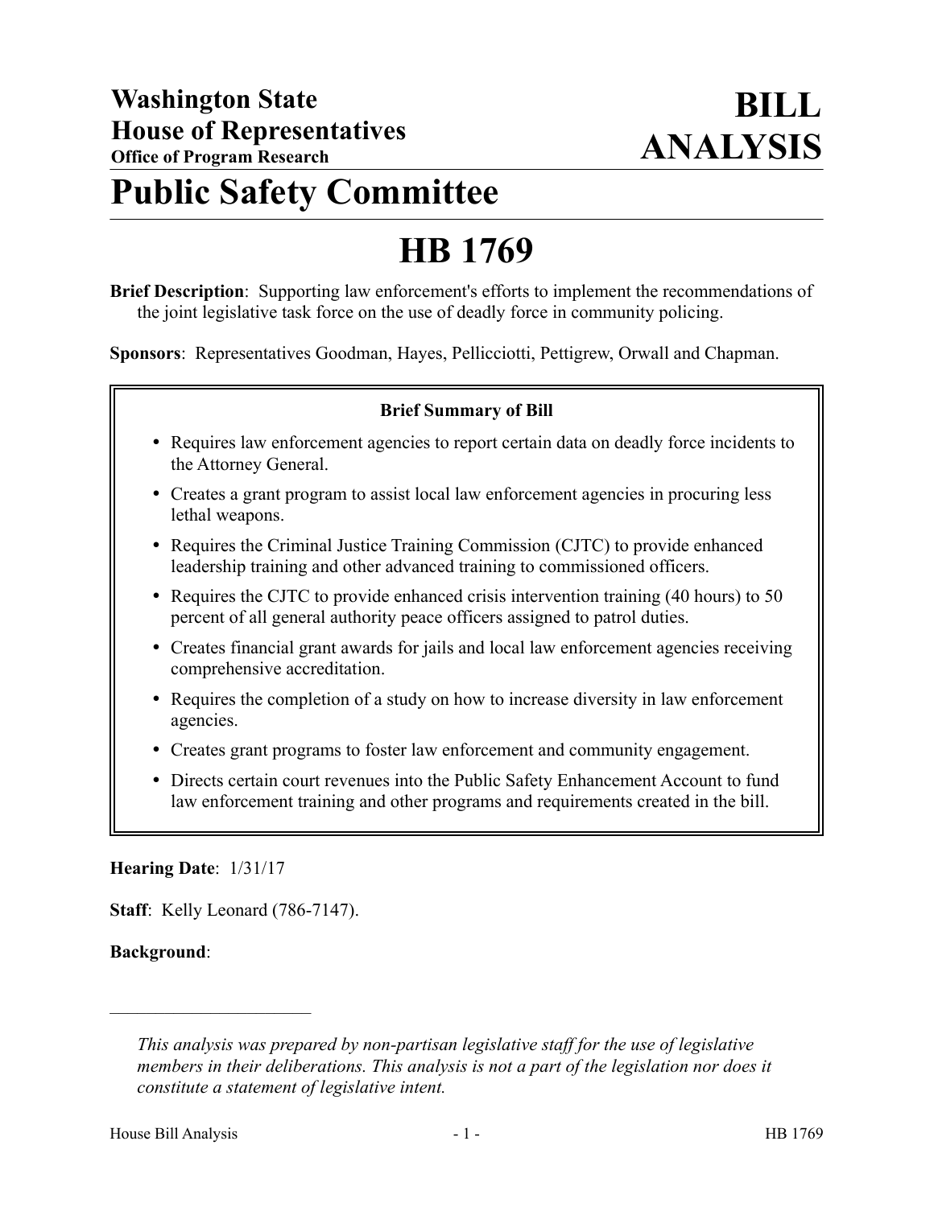**Washington State**
**House of Representatives**
**Office of Program Research**

# BILL ANALYSIS

# Public Safety Committee

# HB 1769

**Brief Description**: Supporting law enforcement's efforts to implement the recommendations of the joint legislative task force on the use of deadly force in community policing.

**Sponsors**: Representatives Goodman, Hayes, Pellicciotti, Pettigrew, Orwall and Chapman.

**Brief Summary of Bill**

- Requires law enforcement agencies to report certain data on deadly force incidents to the Attorney General.
- Creates a grant program to assist local law enforcement agencies in procuring less lethal weapons.
- Requires the Criminal Justice Training Commission (CJTC) to provide enhanced leadership training and other advanced training to commissioned officers.
- Requires the CJTC to provide enhanced crisis intervention training (40 hours) to 50 percent of all general authority peace officers assigned to patrol duties.
- Creates financial grant awards for jails and local law enforcement agencies receiving comprehensive accreditation.
- Requires the completion of a study on how to increase diversity in law enforcement agencies.
- Creates grant programs to foster law enforcement and community engagement.
- Directs certain court revenues into the Public Safety Enhancement Account to fund law enforcement training and other programs and requirements created in the bill.

**Hearing Date**: 1/31/17

**Staff**: Kelly Leonard (786-7147).

**Background**:

---

*This analysis was prepared by non-partisan legislative staff for the use of legislative members in their deliberations. This analysis is not a part of the legislation nor does it constitute a statement of legislative intent.*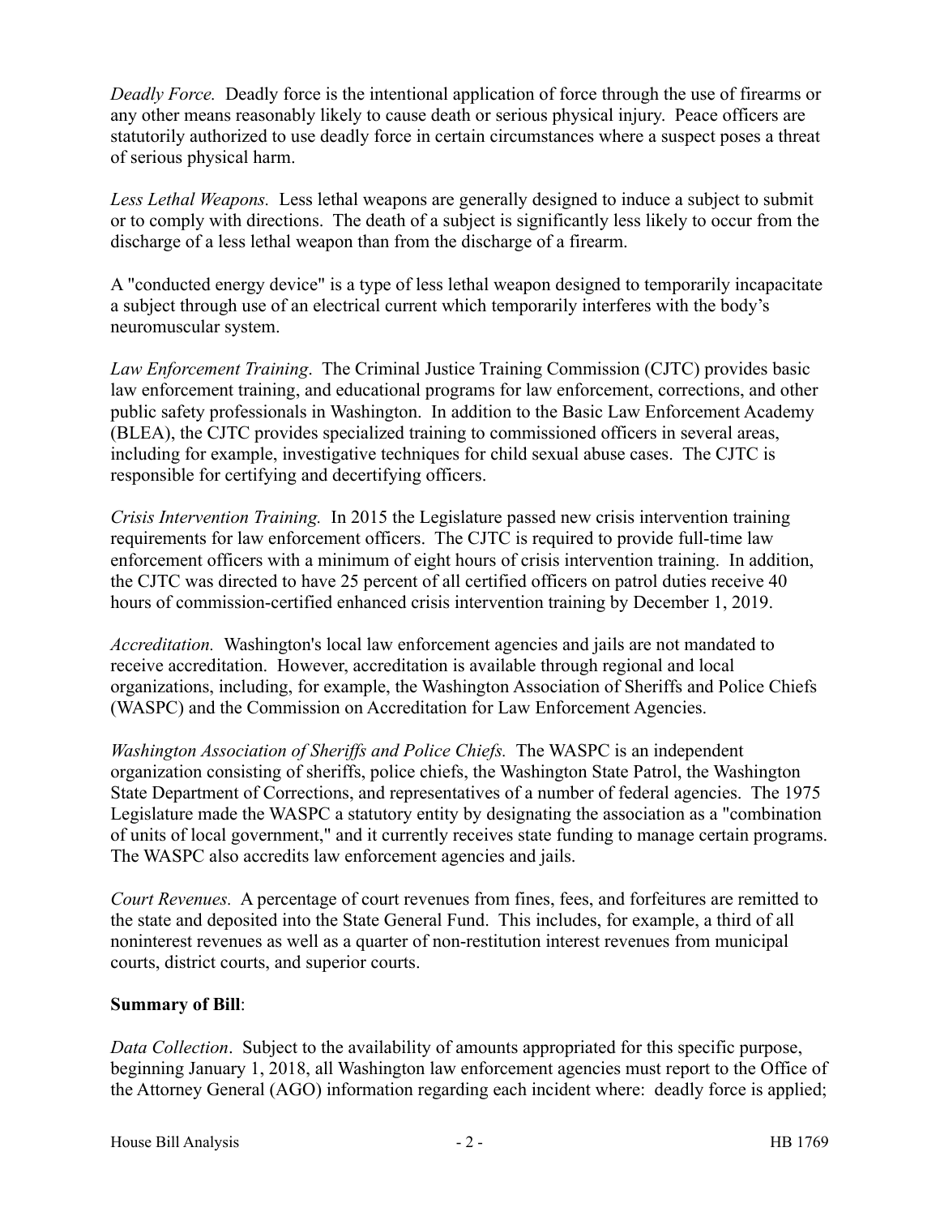*Deadly Force.* Deadly force is the intentional application of force through the use of firearms or any other means reasonably likely to cause death or serious physical injury. Peace officers are statutorily authorized to use deadly force in certain circumstances where a suspect poses a threat of serious physical harm.

*Less Lethal Weapons.* Less lethal weapons are generally designed to induce a subject to submit or to comply with directions. The death of a subject is significantly less likely to occur from the discharge of a less lethal weapon than from the discharge of a firearm.

A "conducted energy device" is a type of less lethal weapon designed to temporarily incapacitate a subject through use of an electrical current which temporarily interferes with the body's neuromuscular system.

*Law Enforcement Training*. The Criminal Justice Training Commission (CJTC) provides basic law enforcement training, and educational programs for law enforcement, corrections, and other public safety professionals in Washington. In addition to the Basic Law Enforcement Academy (BLEA), the CJTC provides specialized training to commissioned officers in several areas, including for example, investigative techniques for child sexual abuse cases. The CJTC is responsible for certifying and decertifying officers.

*Crisis Intervention Training.* In 2015 the Legislature passed new crisis intervention training requirements for law enforcement officers. The CJTC is required to provide full-time law enforcement officers with a minimum of eight hours of crisis intervention training. In addition, the CJTC was directed to have 25 percent of all certified officers on patrol duties receive 40 hours of commission-certified enhanced crisis intervention training by December 1, 2019.

*Accreditation.* Washington's local law enforcement agencies and jails are not mandated to receive accreditation. However, accreditation is available through regional and local organizations, including, for example, the Washington Association of Sheriffs and Police Chiefs (WASPC) and the Commission on Accreditation for Law Enforcement Agencies.

*Washington Association of Sheriffs and Police Chiefs.* The WASPC is an independent organization consisting of sheriffs, police chiefs, the Washington State Patrol, the Washington State Department of Corrections, and representatives of a number of federal agencies. The 1975 Legislature made the WASPC a statutory entity by designating the association as a "combination of units of local government," and it currently receives state funding to manage certain programs. The WASPC also accredits law enforcement agencies and jails.

*Court Revenues.* A percentage of court revenues from fines, fees, and forfeitures are remitted to the state and deposited into the State General Fund. This includes, for example, a third of all noninterest revenues as well as a quarter of non-restitution interest revenues from municipal courts, district courts, and superior courts.

**Summary of Bill**:

*Data Collection*. Subject to the availability of amounts appropriated for this specific purpose, beginning January 1, 2018, all Washington law enforcement agencies must report to the Office of the Attorney General (AGO) information regarding each incident where: deadly force is applied;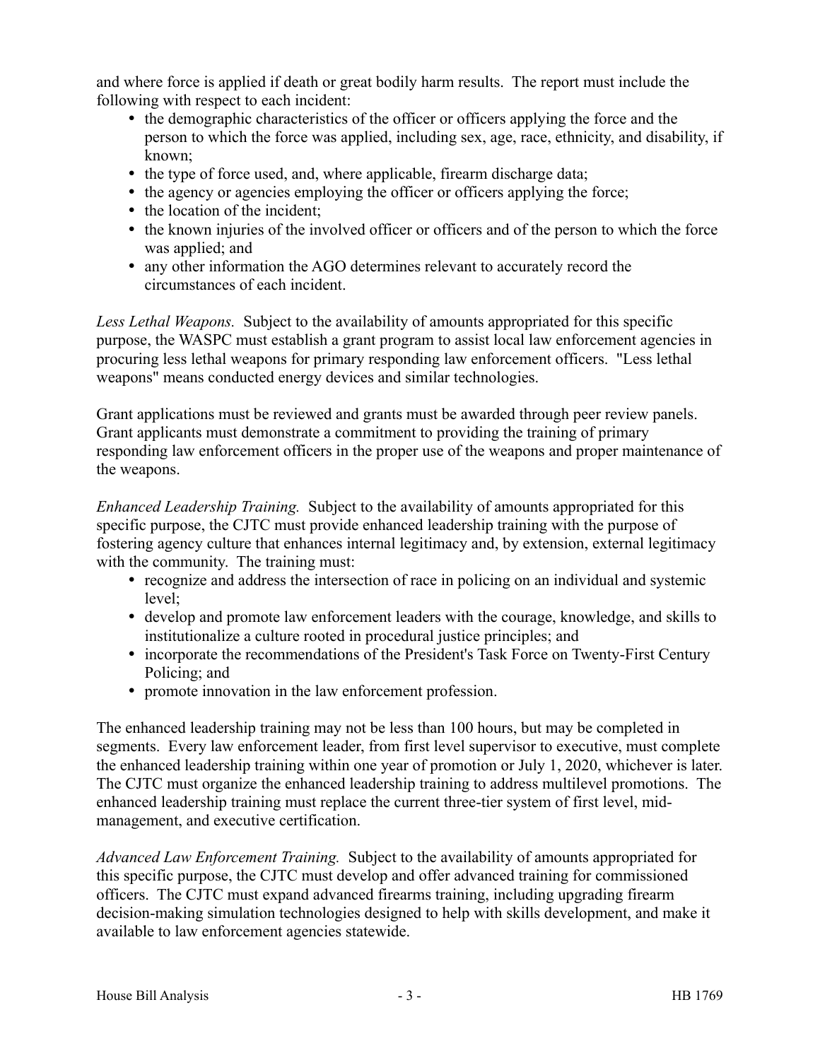and where force is applied if death or great bodily harm results. The report must include the following with respect to each incident:

- the demographic characteristics of the officer or officers applying the force and the person to which the force was applied, including sex, age, race, ethnicity, and disability, if known;
- the type of force used, and, where applicable, firearm discharge data;
- the agency or agencies employing the officer or officers applying the force;
- the location of the incident;
- the known injuries of the involved officer or officers and of the person to which the force was applied; and
- any other information the AGO determines relevant to accurately record the circumstances of each incident.

*Less Lethal Weapons.* Subject to the availability of amounts appropriated for this specific purpose, the WASPC must establish a grant program to assist local law enforcement agencies in procuring less lethal weapons for primary responding law enforcement officers. "Less lethal weapons" means conducted energy devices and similar technologies.

Grant applications must be reviewed and grants must be awarded through peer review panels. Grant applicants must demonstrate a commitment to providing the training of primary responding law enforcement officers in the proper use of the weapons and proper maintenance of the weapons.

*Enhanced Leadership Training.* Subject to the availability of amounts appropriated for this specific purpose, the CJTC must provide enhanced leadership training with the purpose of fostering agency culture that enhances internal legitimacy and, by extension, external legitimacy with the community. The training must:

- recognize and address the intersection of race in policing on an individual and systemic level;
- develop and promote law enforcement leaders with the courage, knowledge, and skills to institutionalize a culture rooted in procedural justice principles; and
- incorporate the recommendations of the President's Task Force on Twenty-First Century Policing; and
- promote innovation in the law enforcement profession.

The enhanced leadership training may not be less than 100 hours, but may be completed in segments. Every law enforcement leader, from first level supervisor to executive, must complete the enhanced leadership training within one year of promotion or July 1, 2020, whichever is later. The CJTC must organize the enhanced leadership training to address multilevel promotions. The enhanced leadership training must replace the current three-tier system of first level, mid-management, and executive certification.

*Advanced Law Enforcement Training.* Subject to the availability of amounts appropriated for this specific purpose, the CJTC must develop and offer advanced training for commissioned officers. The CJTC must expand advanced firearms training, including upgrading firearm decision-making simulation technologies designed to help with skills development, and make it available to law enforcement agencies statewide.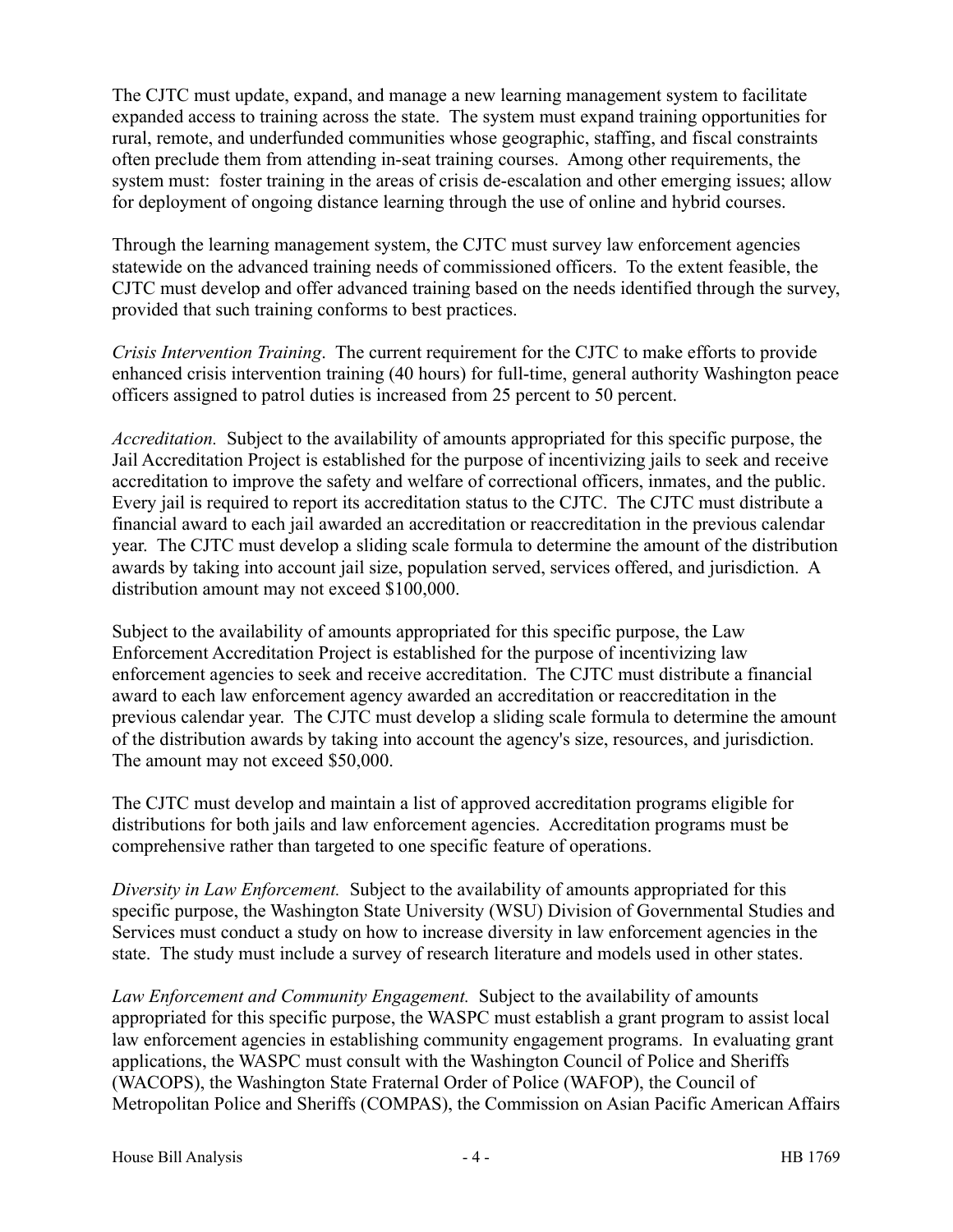The CJTC must update, expand, and manage a new learning management system to facilitate expanded access to training across the state. The system must expand training opportunities for rural, remote, and underfunded communities whose geographic, staffing, and fiscal constraints often preclude them from attending in-seat training courses. Among other requirements, the system must: foster training in the areas of crisis de-escalation and other emerging issues; allow for deployment of ongoing distance learning through the use of online and hybrid courses.

Through the learning management system, the CJTC must survey law enforcement agencies statewide on the advanced training needs of commissioned officers. To the extent feasible, the CJTC must develop and offer advanced training based on the needs identified through the survey, provided that such training conforms to best practices.

*Crisis Intervention Training*. The current requirement for the CJTC to make efforts to provide enhanced crisis intervention training (40 hours) for full-time, general authority Washington peace officers assigned to patrol duties is increased from 25 percent to 50 percent.

*Accreditation.* Subject to the availability of amounts appropriated for this specific purpose, the Jail Accreditation Project is established for the purpose of incentivizing jails to seek and receive accreditation to improve the safety and welfare of correctional officers, inmates, and the public. Every jail is required to report its accreditation status to the CJTC. The CJTC must distribute a financial award to each jail awarded an accreditation or reaccreditation in the previous calendar year. The CJTC must develop a sliding scale formula to determine the amount of the distribution awards by taking into account jail size, population served, services offered, and jurisdiction. A distribution amount may not exceed $100,000.

Subject to the availability of amounts appropriated for this specific purpose, the Law Enforcement Accreditation Project is established for the purpose of incentivizing law enforcement agencies to seek and receive accreditation. The CJTC must distribute a financial award to each law enforcement agency awarded an accreditation or reaccreditation in the previous calendar year. The CJTC must develop a sliding scale formula to determine the amount of the distribution awards by taking into account the agency's size, resources, and jurisdiction. The amount may not exceed $50,000.

The CJTC must develop and maintain a list of approved accreditation programs eligible for distributions for both jails and law enforcement agencies. Accreditation programs must be comprehensive rather than targeted to one specific feature of operations.

*Diversity in Law Enforcement.* Subject to the availability of amounts appropriated for this specific purpose, the Washington State University (WSU) Division of Governmental Studies and Services must conduct a study on how to increase diversity in law enforcement agencies in the state. The study must include a survey of research literature and models used in other states.

*Law Enforcement and Community Engagement.* Subject to the availability of amounts appropriated for this specific purpose, the WASPC must establish a grant program to assist local law enforcement agencies in establishing community engagement programs. In evaluating grant applications, the WASPC must consult with the Washington Council of Police and Sheriffs (WACOPS), the Washington State Fraternal Order of Police (WAFOP), the Council of Metropolitan Police and Sheriffs (COMPAS), the Commission on Asian Pacific American Affairs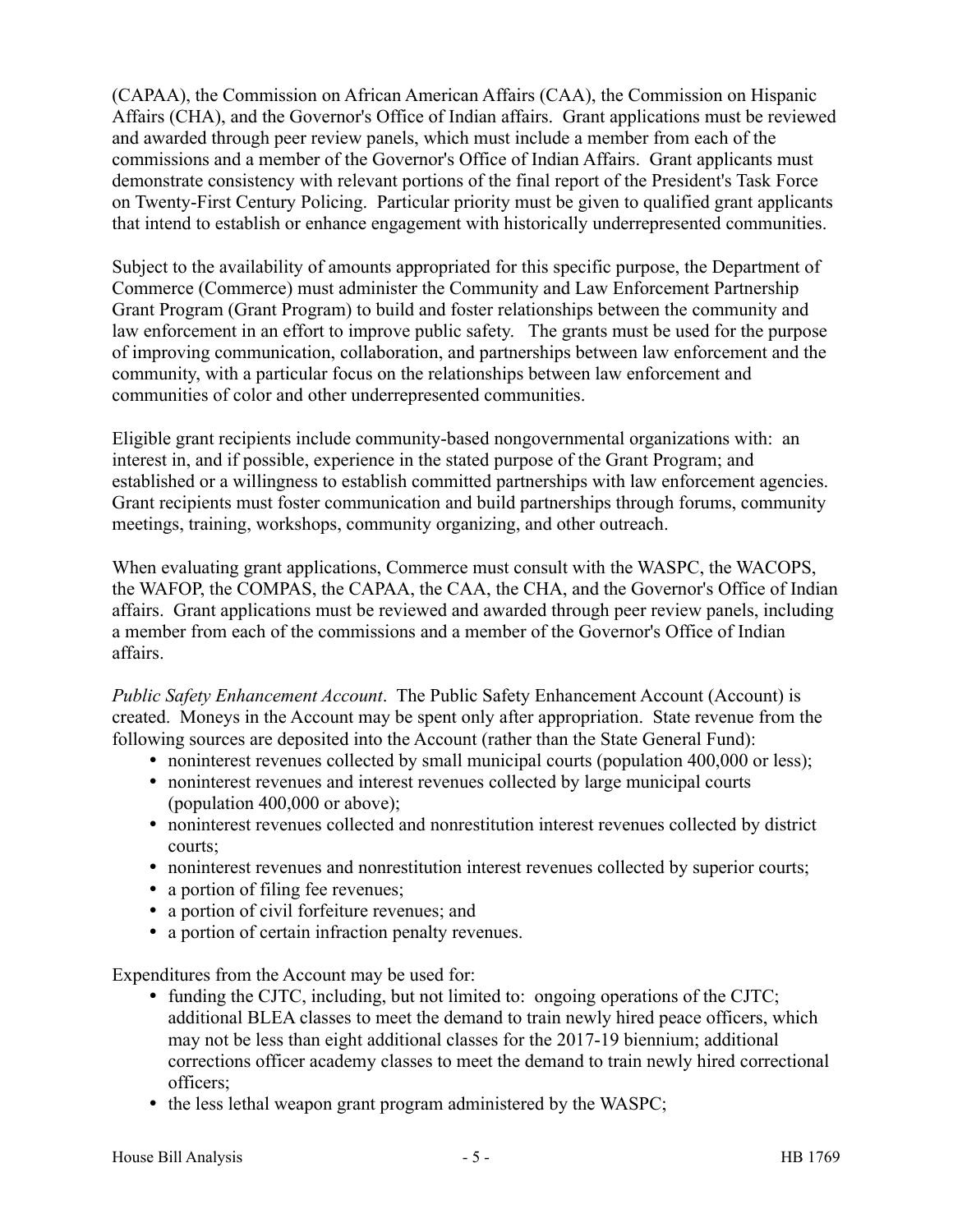(CAPAA), the Commission on African American Affairs (CAA), the Commission on Hispanic Affairs (CHA), and the Governor's Office of Indian affairs. Grant applications must be reviewed and awarded through peer review panels, which must include a member from each of the commissions and a member of the Governor's Office of Indian Affairs. Grant applicants must demonstrate consistency with relevant portions of the final report of the President's Task Force on Twenty-First Century Policing. Particular priority must be given to qualified grant applicants that intend to establish or enhance engagement with historically underrepresented communities.

Subject to the availability of amounts appropriated for this specific purpose, the Department of Commerce (Commerce) must administer the Community and Law Enforcement Partnership Grant Program (Grant Program) to build and foster relationships between the community and law enforcement in an effort to improve public safety. The grants must be used for the purpose of improving communication, collaboration, and partnerships between law enforcement and the community, with a particular focus on the relationships between law enforcement and communities of color and other underrepresented communities.

Eligible grant recipients include community-based nongovernmental organizations with: an interest in, and if possible, experience in the stated purpose of the Grant Program; and established or a willingness to establish committed partnerships with law enforcement agencies. Grant recipients must foster communication and build partnerships through forums, community meetings, training, workshops, community organizing, and other outreach.

When evaluating grant applications, Commerce must consult with the WASPC, the WACOPS, the WAFOP, the COMPAS, the CAPAA, the CAA, the CHA, and the Governor's Office of Indian affairs. Grant applications must be reviewed and awarded through peer review panels, including a member from each of the commissions and a member of the Governor's Office of Indian affairs.

*Public Safety Enhancement Account*. The Public Safety Enhancement Account (Account) is created. Moneys in the Account may be spent only after appropriation. State revenue from the following sources are deposited into the Account (rather than the State General Fund):

- noninterest revenues collected by small municipal courts (population 400,000 or less);
- noninterest revenues and interest revenues collected by large municipal courts (population 400,000 or above);
- noninterest revenues collected and nonrestitution interest revenues collected by district courts;
- noninterest revenues and nonrestitution interest revenues collected by superior courts;
- a portion of filing fee revenues;
- a portion of civil forfeiture revenues; and
- a portion of certain infraction penalty revenues.

Expenditures from the Account may be used for:

- funding the CJTC, including, but not limited to: ongoing operations of the CJTC; additional BLEA classes to meet the demand to train newly hired peace officers, which may not be less than eight additional classes for the 2017-19 biennium; additional corrections officer academy classes to meet the demand to train newly hired correctional officers;
- the less lethal weapon grant program administered by the WASPC;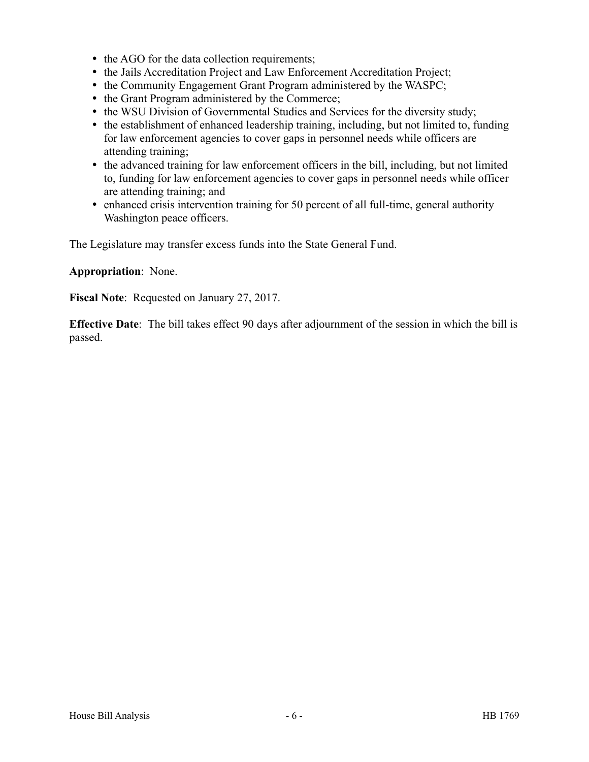- the AGO for the data collection requirements;
- the Jails Accreditation Project and Law Enforcement Accreditation Project;
- the Community Engagement Grant Program administered by the WASPC;
- the Grant Program administered by the Commerce;
- the WSU Division of Governmental Studies and Services for the diversity study;
- the establishment of enhanced leadership training, including, but not limited to, funding for law enforcement agencies to cover gaps in personnel needs while officers are attending training;
- the advanced training for law enforcement officers in the bill, including, but not limited to, funding for law enforcement agencies to cover gaps in personnel needs while officer are attending training; and
- enhanced crisis intervention training for 50 percent of all full-time, general authority Washington peace officers.

The Legislature may transfer excess funds into the State General Fund.

**Appropriation**: None.

**Fiscal Note**: Requested on January 27, 2017.

**Effective Date**: The bill takes effect 90 days after adjournment of the session in which the bill is passed.